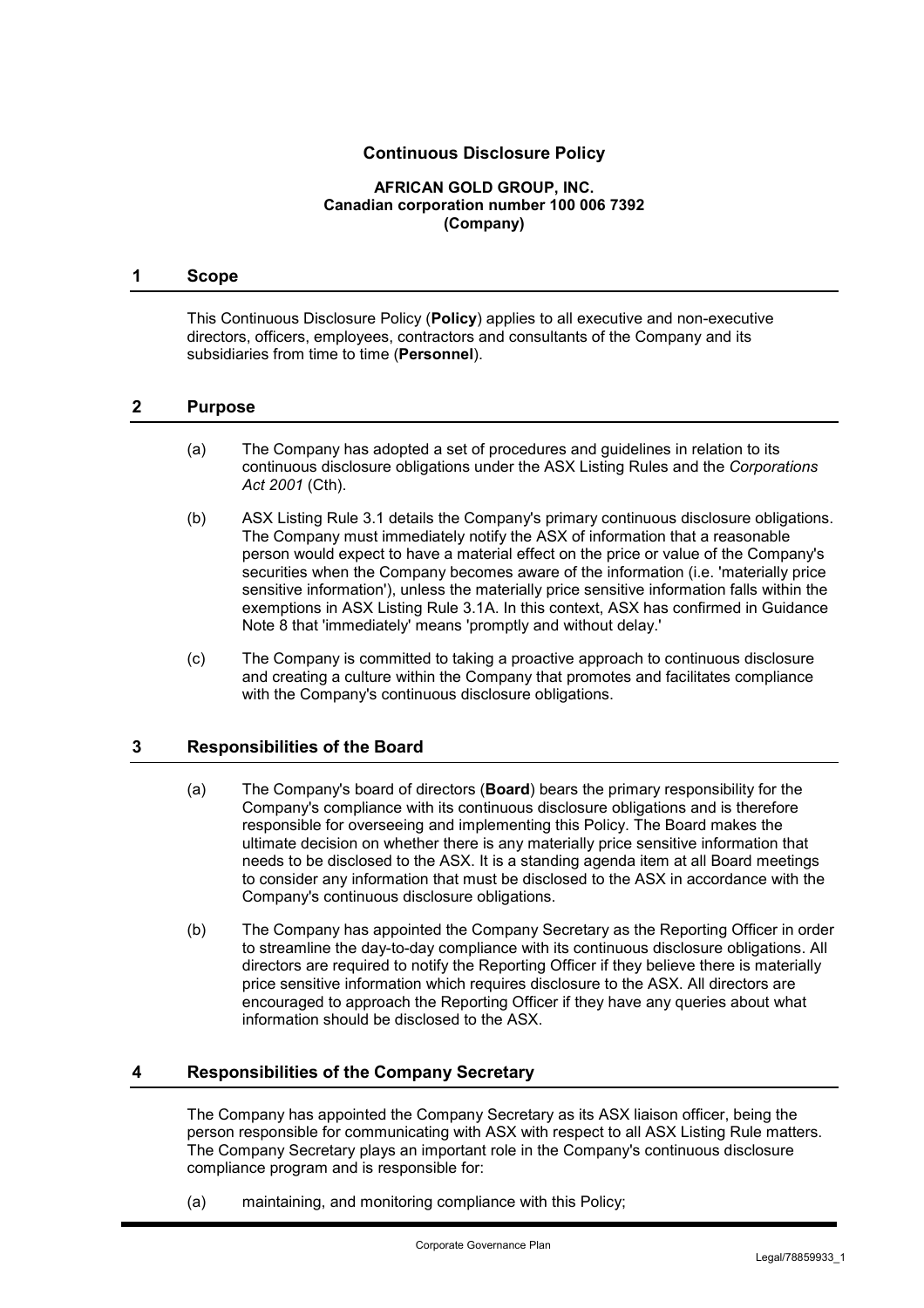# Continuous Disclosure Policy

**AFRICAN GOLD GROUP, INC.**
**Canadian corporation number 100 006 7392**
**(Company)**

## 1 Scope

This Continuous Disclosure Policy (**Policy**) applies to all executive and non-executive directors, officers, employees, contractors and consultants of the Company and its subsidiaries from time to time (**Personnel**).

## 2 Purpose

(a) The Company has adopted a set of procedures and guidelines in relation to its continuous disclosure obligations under the ASX Listing Rules and the *Corporations Act 2001* (Cth).

(b) ASX Listing Rule 3.1 details the Company's primary continuous disclosure obligations. The Company must immediately notify the ASX of information that a reasonable person would expect to have a material effect on the price or value of the Company's securities when the Company becomes aware of the information (i.e. 'materially price sensitive information'), unless the materially price sensitive information falls within the exemptions in ASX Listing Rule 3.1A. In this context, ASX has confirmed in Guidance Note 8 that 'immediately' means 'promptly and without delay.'

(c) The Company is committed to taking a proactive approach to continuous disclosure and creating a culture within the Company that promotes and facilitates compliance with the Company's continuous disclosure obligations.

## 3 Responsibilities of the Board

(a) The Company's board of directors (**Board**) bears the primary responsibility for the Company's compliance with its continuous disclosure obligations and is therefore responsible for overseeing and implementing this Policy. The Board makes the ultimate decision on whether there is any materially price sensitive information that needs to be disclosed to the ASX. It is a standing agenda item at all Board meetings to consider any information that must be disclosed to the ASX in accordance with the Company's continuous disclosure obligations.

(b) The Company has appointed the Company Secretary as the Reporting Officer in order to streamline the day-to-day compliance with its continuous disclosure obligations. All directors are required to notify the Reporting Officer if they believe there is materially price sensitive information which requires disclosure to the ASX. All directors are encouraged to approach the Reporting Officer if they have any queries about what information should be disclosed to the ASX.

## 4 Responsibilities of the Company Secretary

The Company has appointed the Company Secretary as its ASX liaison officer, being the person responsible for communicating with ASX with respect to all ASX Listing Rule matters. The Company Secretary plays an important role in the Company's continuous disclosure compliance program and is responsible for:

(a) maintaining, and monitoring compliance with this Policy;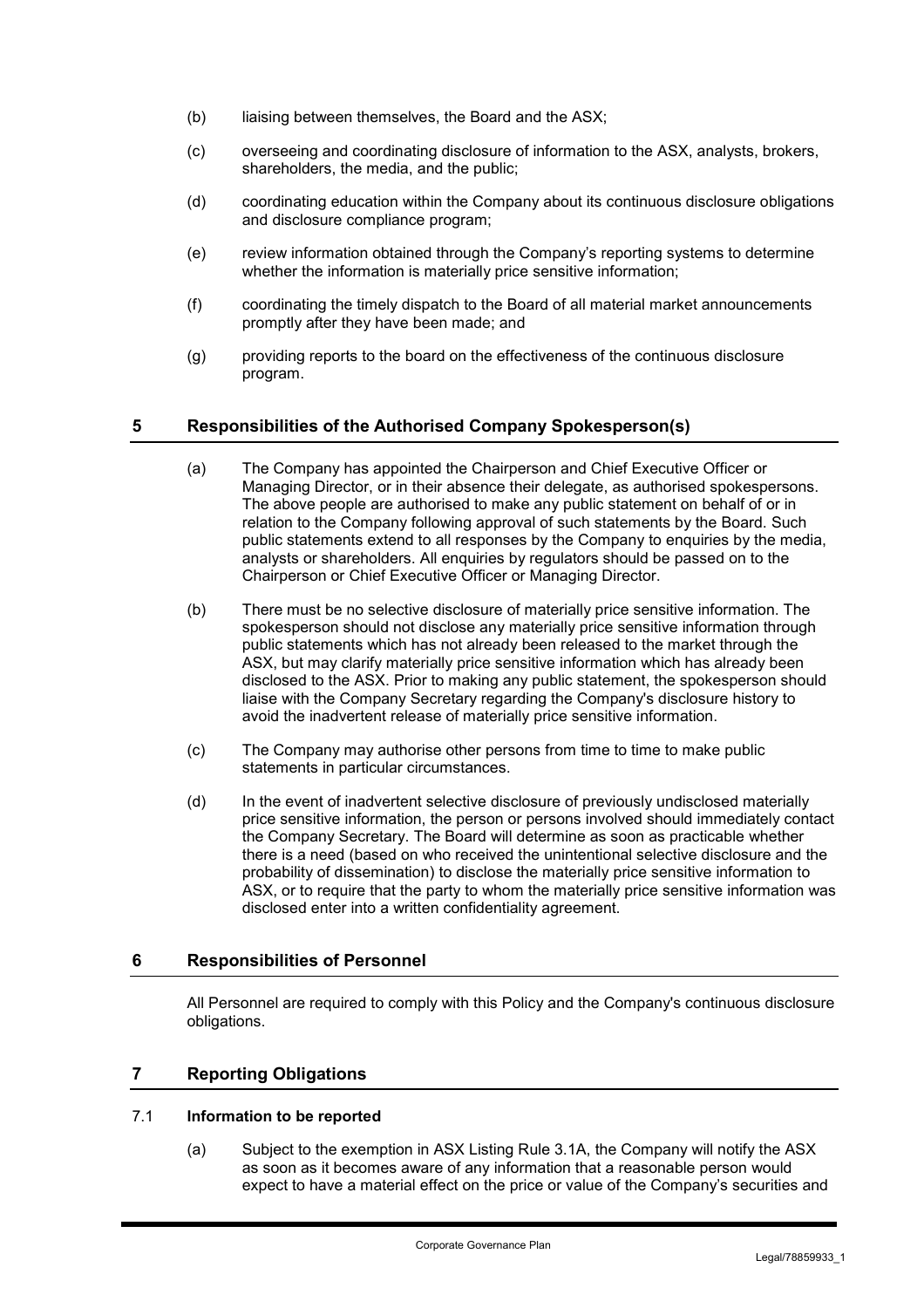(b) liaising between themselves, the Board and the ASX;

(c) overseeing and coordinating disclosure of information to the ASX, analysts, brokers, shareholders, the media, and the public;

(d) coordinating education within the Company about its continuous disclosure obligations and disclosure compliance program;

(e) review information obtained through the Company's reporting systems to determine whether the information is materially price sensitive information;

(f) coordinating the timely dispatch to the Board of all material market announcements promptly after they have been made; and

(g) providing reports to the board on the effectiveness of the continuous disclosure program.

## 5 Responsibilities of the Authorised Company Spokesperson(s)

(a) The Company has appointed the Chairperson and Chief Executive Officer or Managing Director, or in their absence their delegate, as authorised spokespersons. The above people are authorised to make any public statement on behalf of or in relation to the Company following approval of such statements by the Board. Such public statements extend to all responses by the Company to enquiries by the media, analysts or shareholders. All enquiries by regulators should be passed on to the Chairperson or Chief Executive Officer or Managing Director.

(b) There must be no selective disclosure of materially price sensitive information. The spokesperson should not disclose any materially price sensitive information through public statements which has not already been released to the market through the ASX, but may clarify materially price sensitive information which has already been disclosed to the ASX. Prior to making any public statement, the spokesperson should liaise with the Company Secretary regarding the Company's disclosure history to avoid the inadvertent release of materially price sensitive information.

(c) The Company may authorise other persons from time to time to make public statements in particular circumstances.

(d) In the event of inadvertent selective disclosure of previously undisclosed materially price sensitive information, the person or persons involved should immediately contact the Company Secretary. The Board will determine as soon as practicable whether there is a need (based on who received the unintentional selective disclosure and the probability of dissemination) to disclose the materially price sensitive information to ASX, or to require that the party to whom the materially price sensitive information was disclosed enter into a written confidentiality agreement.

## 6 Responsibilities of Personnel

All Personnel are required to comply with this Policy and the Company's continuous disclosure obligations.

## 7 Reporting Obligations

### 7.1 Information to be reported

(a) Subject to the exemption in ASX Listing Rule 3.1A, the Company will notify the ASX as soon as it becomes aware of any information that a reasonable person would expect to have a material effect on the price or value of the Company's securities and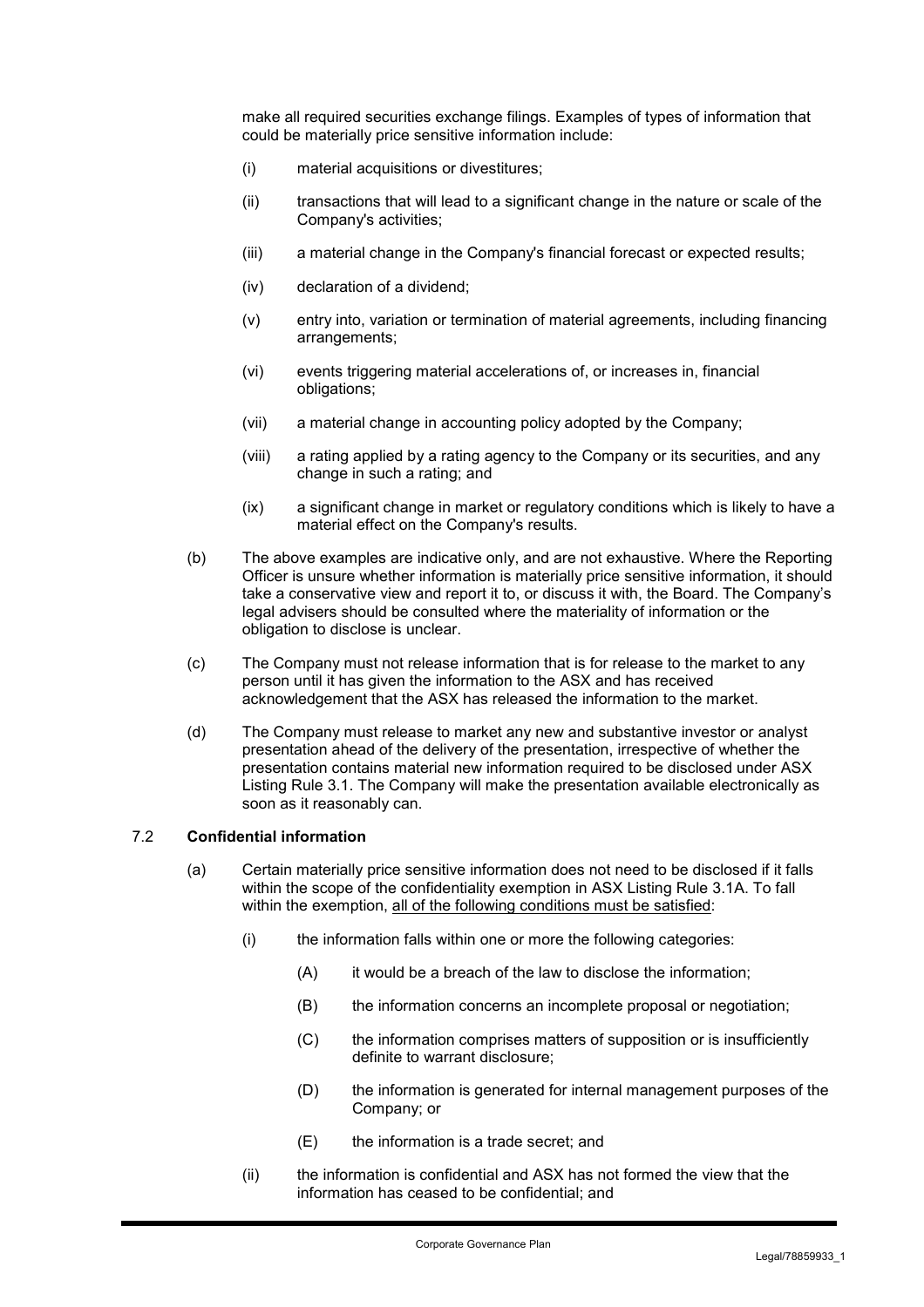make all required securities exchange filings. Examples of types of information that could be materially price sensitive information include:

(i) material acquisitions or divestitures;

(ii) transactions that will lead to a significant change in the nature or scale of the Company's activities;

(iii) a material change in the Company's financial forecast or expected results;

(iv) declaration of a dividend;

(v) entry into, variation or termination of material agreements, including financing arrangements;

(vi) events triggering material accelerations of, or increases in, financial obligations;

(vii) a material change in accounting policy adopted by the Company;

(viii) a rating applied by a rating agency to the Company or its securities, and any change in such a rating; and

(ix) a significant change in market or regulatory conditions which is likely to have a material effect on the Company's results.

(b) The above examples are indicative only, and are not exhaustive. Where the Reporting Officer is unsure whether information is materially price sensitive information, it should take a conservative view and report it to, or discuss it with, the Board. The Company's legal advisers should be consulted where the materiality of information or the obligation to disclose is unclear.

(c) The Company must not release information that is for release to the market to any person until it has given the information to the ASX and has received acknowledgement that the ASX has released the information to the market.

(d) The Company must release to market any new and substantive investor or analyst presentation ahead of the delivery of the presentation, irrespective of whether the presentation contains material new information required to be disclosed under ASX Listing Rule 3.1. The Company will make the presentation available electronically as soon as it reasonably can.

### 7.2 Confidential information

(a) Certain materially price sensitive information does not need to be disclosed if it falls within the scope of the confidentiality exemption in ASX Listing Rule 3.1A. To fall within the exemption, <u>all of the following conditions must be satisfied</u>:

(i) the information falls within one or more the following categories:

(A) it would be a breach of the law to disclose the information;

(B) the information concerns an incomplete proposal or negotiation;

(C) the information comprises matters of supposition or is insufficiently definite to warrant disclosure;

(D) the information is generated for internal management purposes of the Company; or

(E) the information is a trade secret; and

(ii) the information is confidential and ASX has not formed the view that the information has ceased to be confidential; and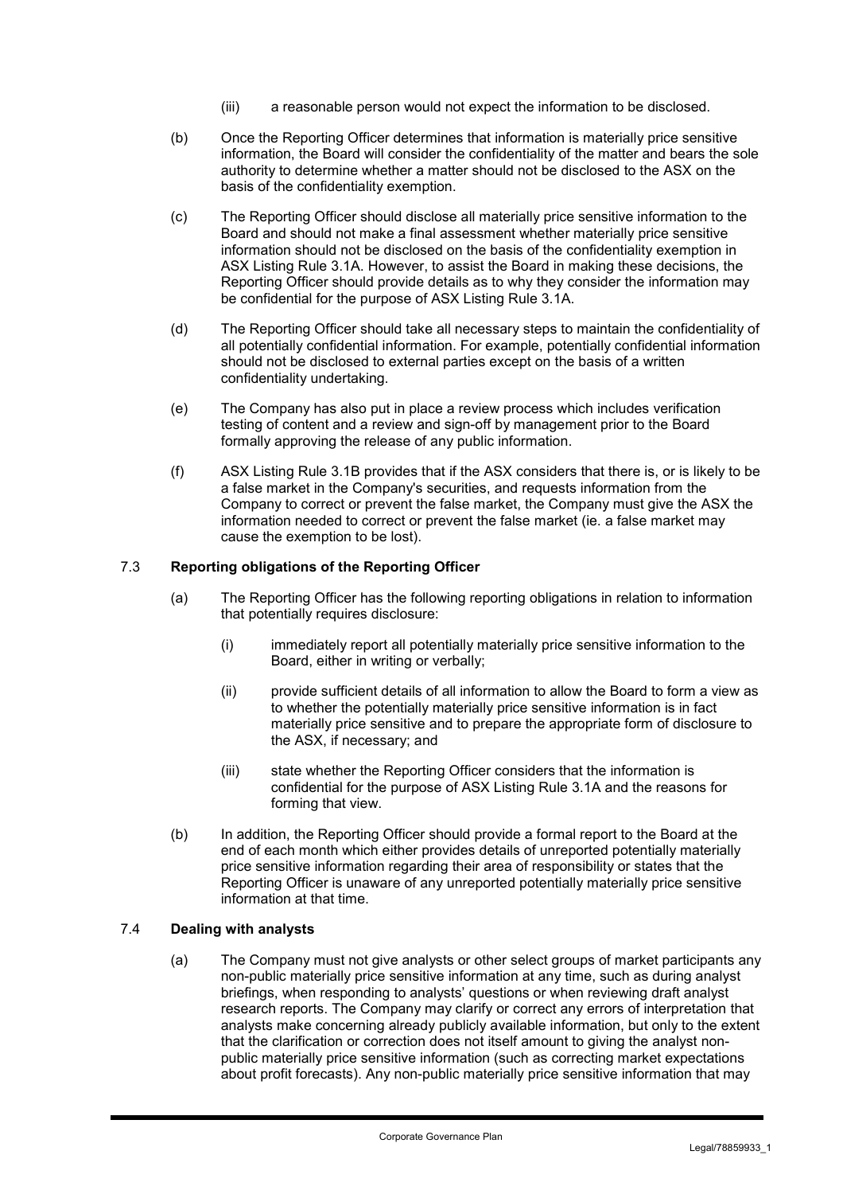(iii) a reasonable person would not expect the information to be disclosed.

(b) Once the Reporting Officer determines that information is materially price sensitive information, the Board will consider the confidentiality of the matter and bears the sole authority to determine whether a matter should not be disclosed to the ASX on the basis of the confidentiality exemption.

(c) The Reporting Officer should disclose all materially price sensitive information to the Board and should not make a final assessment whether materially price sensitive information should not be disclosed on the basis of the confidentiality exemption in ASX Listing Rule 3.1A. However, to assist the Board in making these decisions, the Reporting Officer should provide details as to why they consider the information may be confidential for the purpose of ASX Listing Rule 3.1A.

(d) The Reporting Officer should take all necessary steps to maintain the confidentiality of all potentially confidential information. For example, potentially confidential information should not be disclosed to external parties except on the basis of a written confidentiality undertaking.

(e) The Company has also put in place a review process which includes verification testing of content and a review and sign-off by management prior to the Board formally approving the release of any public information.

(f) ASX Listing Rule 3.1B provides that if the ASX considers that there is, or is likely to be a false market in the Company's securities, and requests information from the Company to correct or prevent the false market, the Company must give the ASX the information needed to correct or prevent the false market (ie. a false market may cause the exemption to be lost).

### 7.3 Reporting obligations of the Reporting Officer

(a) The Reporting Officer has the following reporting obligations in relation to information that potentially requires disclosure:

(i) immediately report all potentially materially price sensitive information to the Board, either in writing or verbally;

(ii) provide sufficient details of all information to allow the Board to form a view as to whether the potentially materially price sensitive information is in fact materially price sensitive and to prepare the appropriate form of disclosure to the ASX, if necessary; and

(iii) state whether the Reporting Officer considers that the information is confidential for the purpose of ASX Listing Rule 3.1A and the reasons for forming that view.

(b) In addition, the Reporting Officer should provide a formal report to the Board at the end of each month which either provides details of unreported potentially materially price sensitive information regarding their area of responsibility or states that the Reporting Officer is unaware of any unreported potentially materially price sensitive information at that time.

### 7.4 Dealing with analysts

(a) The Company must not give analysts or other select groups of market participants any non-public materially price sensitive information at any time, such as during analyst briefings, when responding to analysts' questions or when reviewing draft analyst research reports. The Company may clarify or correct any errors of interpretation that analysts make concerning already publicly available information, but only to the extent that the clarification or correction does not itself amount to giving the analyst non-public materially price sensitive information (such as correcting market expectations about profit forecasts). Any non-public materially price sensitive information that may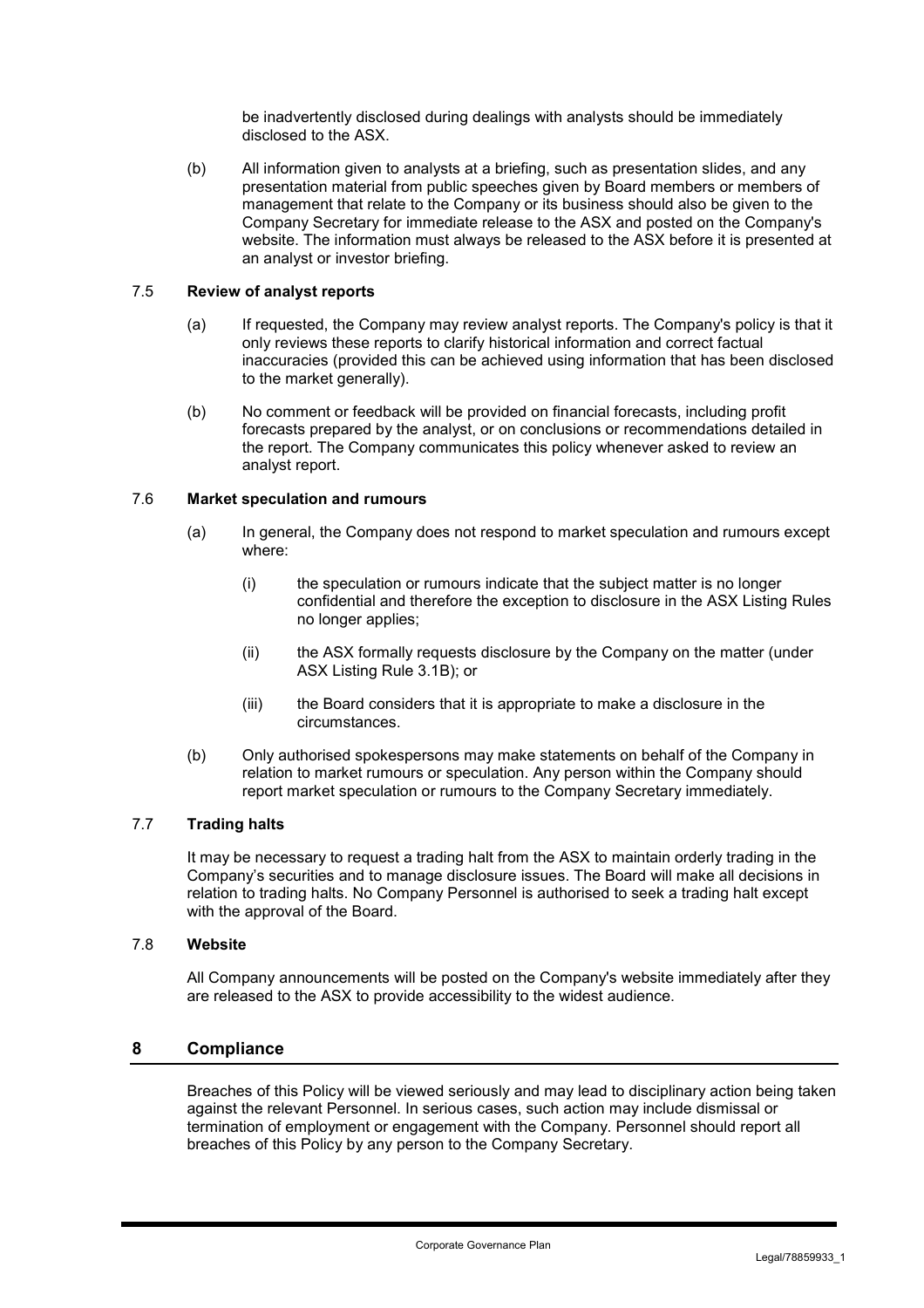be inadvertently disclosed during dealings with analysts should be immediately disclosed to the ASX.

(b) All information given to analysts at a briefing, such as presentation slides, and any presentation material from public speeches given by Board members or members of management that relate to the Company or its business should also be given to the Company Secretary for immediate release to the ASX and posted on the Company's website. The information must always be released to the ASX before it is presented at an analyst or investor briefing.

### 7.5 Review of analyst reports

(a) If requested, the Company may review analyst reports. The Company's policy is that it only reviews these reports to clarify historical information and correct factual inaccuracies (provided this can be achieved using information that has been disclosed to the market generally).

(b) No comment or feedback will be provided on financial forecasts, including profit forecasts prepared by the analyst, or on conclusions or recommendations detailed in the report. The Company communicates this policy whenever asked to review an analyst report.

### 7.6 Market speculation and rumours

(a) In general, the Company does not respond to market speculation and rumours except where:

(i) the speculation or rumours indicate that the subject matter is no longer confidential and therefore the exception to disclosure in the ASX Listing Rules no longer applies;

(ii) the ASX formally requests disclosure by the Company on the matter (under ASX Listing Rule 3.1B); or

(iii) the Board considers that it is appropriate to make a disclosure in the circumstances.

(b) Only authorised spokespersons may make statements on behalf of the Company in relation to market rumours or speculation. Any person within the Company should report market speculation or rumours to the Company Secretary immediately.

### 7.7 Trading halts

It may be necessary to request a trading halt from the ASX to maintain orderly trading in the Company's securities and to manage disclosure issues. The Board will make all decisions in relation to trading halts. No Company Personnel is authorised to seek a trading halt except with the approval of the Board.

### 7.8 Website

All Company announcements will be posted on the Company's website immediately after they are released to the ASX to provide accessibility to the widest audience.

## 8 Compliance

Breaches of this Policy will be viewed seriously and may lead to disciplinary action being taken against the relevant Personnel. In serious cases, such action may include dismissal or termination of employment or engagement with the Company. Personnel should report all breaches of this Policy by any person to the Company Secretary.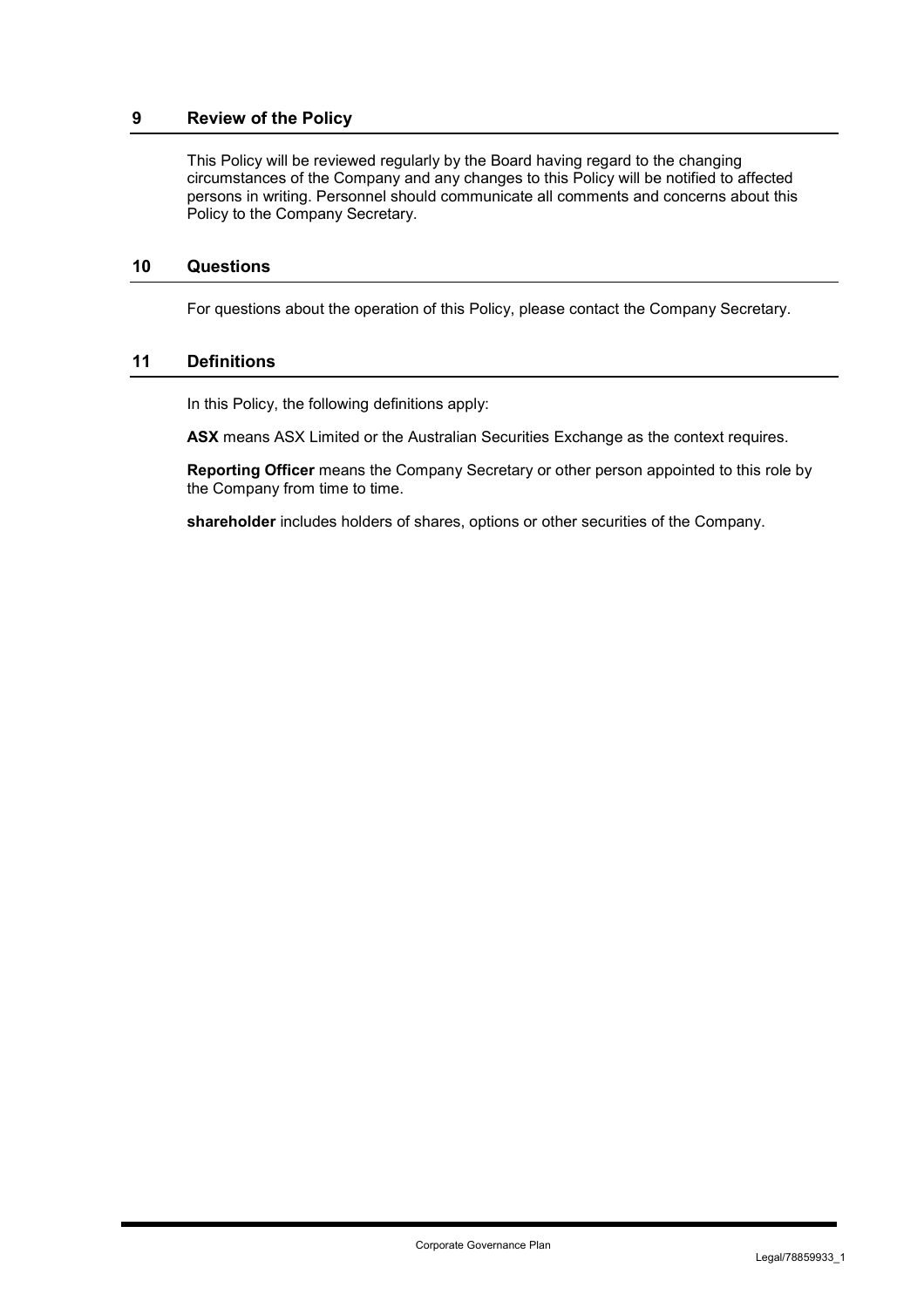## 9 Review of the Policy

This Policy will be reviewed regularly by the Board having regard to the changing circumstances of the Company and any changes to this Policy will be notified to affected persons in writing. Personnel should communicate all comments and concerns about this Policy to the Company Secretary.

## 10 Questions

For questions about the operation of this Policy, please contact the Company Secretary.

## 11 Definitions

In this Policy, the following definitions apply:

**ASX** means ASX Limited or the Australian Securities Exchange as the context requires.

**Reporting Officer** means the Company Secretary or other person appointed to this role by the Company from time to time.

**shareholder** includes holders of shares, options or other securities of the Company.